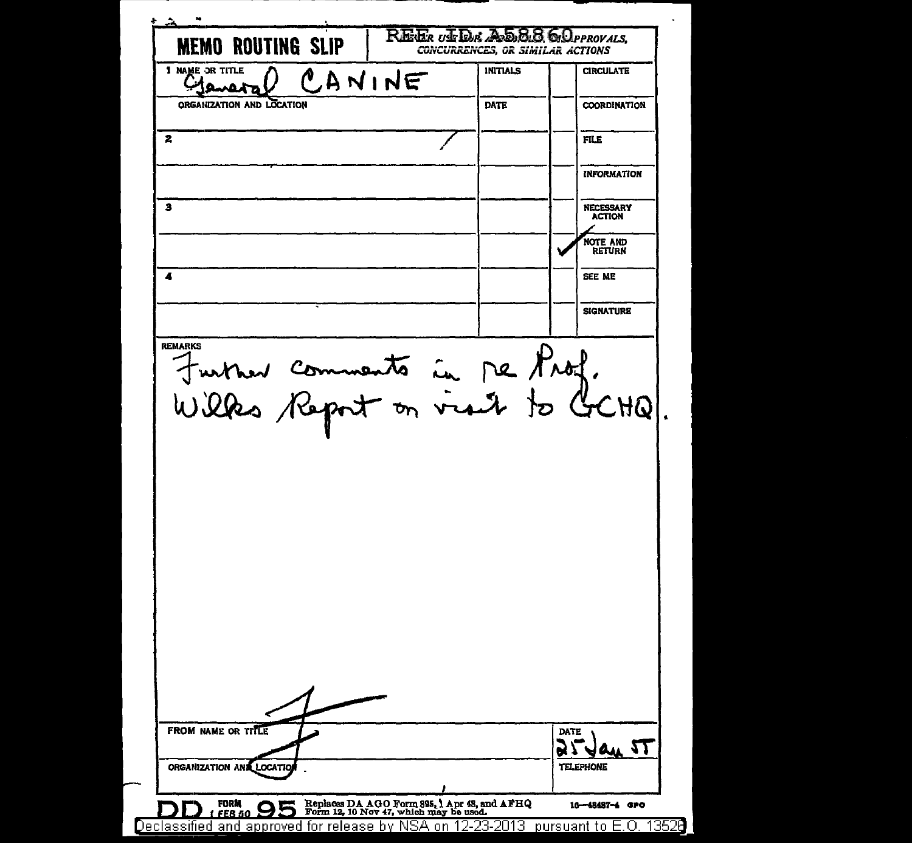REF ID: A58860

**MEMO ROUTING SLIP** — NEVER USE FOR APPROVALS, DISAPPROVALS, CONCURRENCES, OR SIMILAR ACTIONS

| NAME OR TITLE | INITIALS | | |
|---|---|---|---|
| 1 General CANINE | | | CIRCULATE |
| ORGANIZATION AND LOCATION | DATE | | COORDINATION |
| 2 | | | FILE |
| | | | INFORMATION |
| 3 | | | NECESSARY ACTION |
| | | ✓ | NOTE AND RETURN |
| 4 | | | SEE ME |
| | | | SIGNATURE |

REMARKS

Further comments in re Prof. Wilkes Report on visit to GCHQ.

| FROM NAME OR TITLE | DATE |
|---|---|
| F | 25 Jan 55 |
| ORGANIZATION AND LOCATION | TELEPHONE |

DD FORM 1 FEB 50 95 Replaces DA AGO Form 895, 1 Apr 48, and AFHQ Form 12, 10 Nov 47, which may be used. 16—48487-4 GPO

Declassified and approved for release by NSA on 12-23-2013 pursuant to E.O. 13526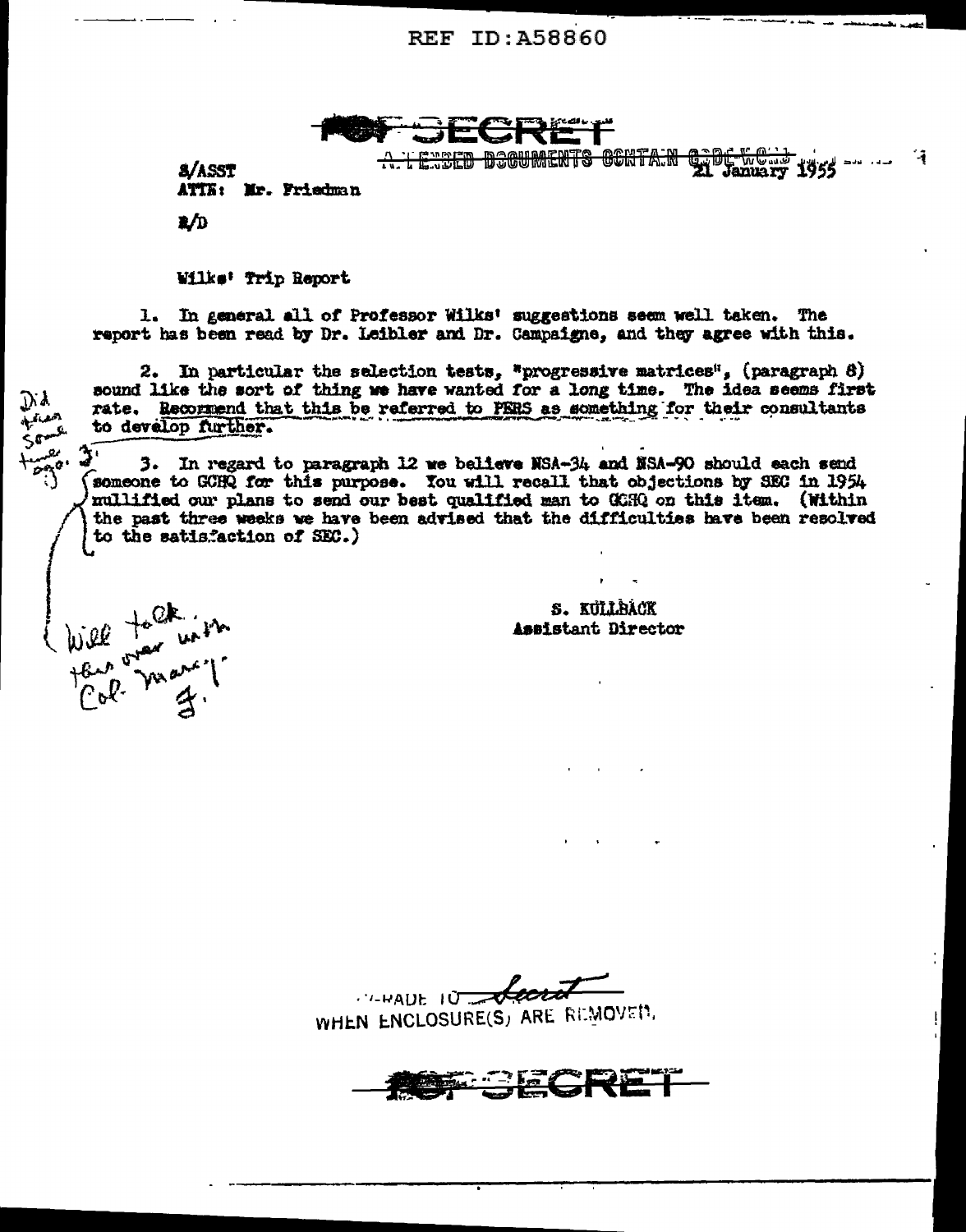REF ID:A58860

TOP SECRET

ATTACHED DOCUMENTS CONTAIN CODE WORD

S/ASST
ATTN: Mr. Friedman

21 January 1955

R/D

Wilks' Trip Report

1. In general all of Professor Wilks' suggestions seem well taken. The report has been read by Dr. Leibler and Dr. Campaigne, and they agree with this.

2. In particular the selection tests, "progressive matrices", (paragraph 8) sound like the sort of thing we have wanted for a long time. The idea seems first rate. Recommend that this be referred to PERS as something for their consultants to develop further.

Did this some time ago. F.

3. In regard to paragraph 12 we believe NSA-34 and NSA-90 should each send someone to GCHQ for this purpose. You will recall that objections by SEC in 1954 nullified our plans to send our best qualified man to GCHQ on this item. (Within the past three weeks we have been advised that the difficulties have been resolved to the satisfaction of SEC.)

Will talk this over with Col. Marcy. F.

S. KULLBACK
Assistant Director

DOWNGRADE TO Secret
WHEN ENCLOSURE(S) ARE REMOVED.

TOP SECRET